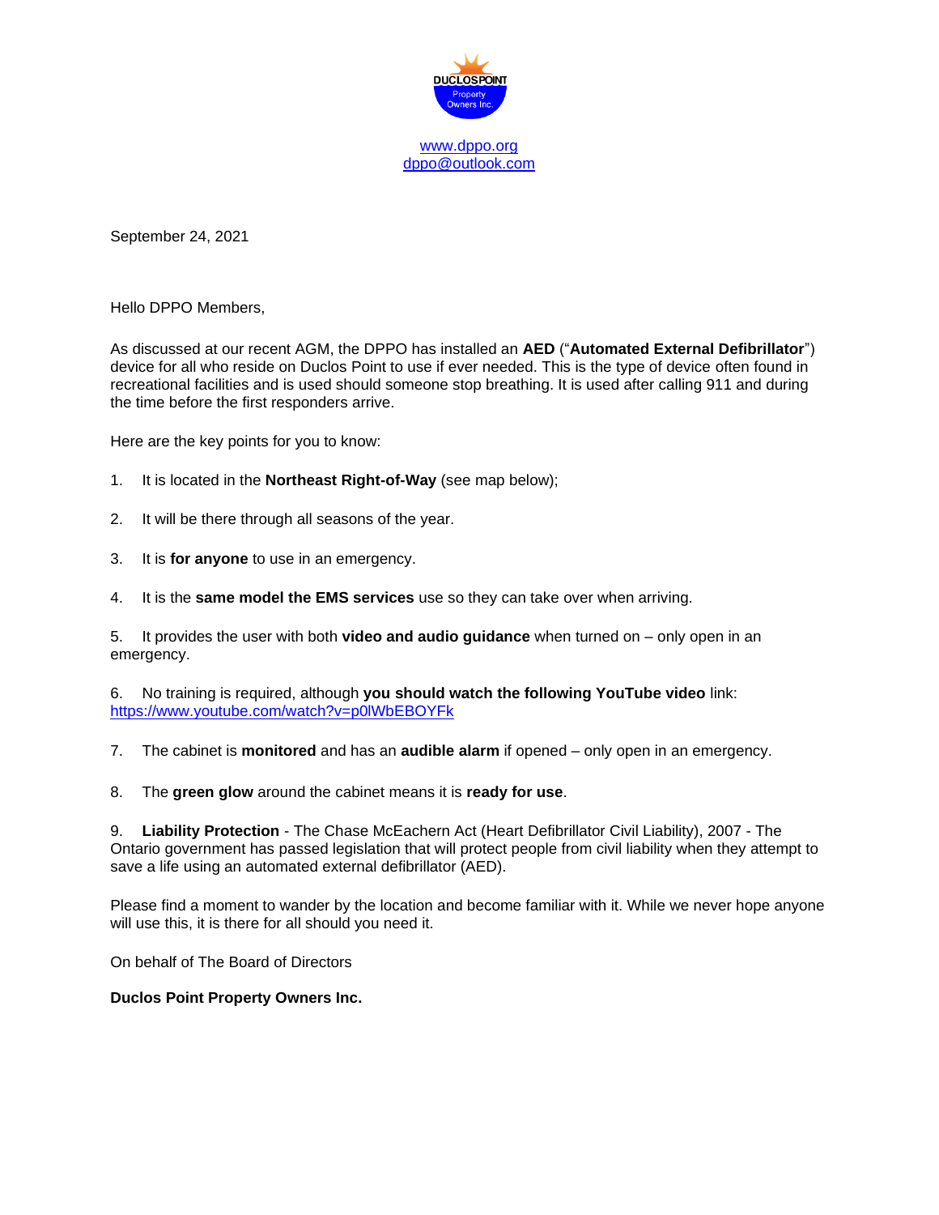DUCLOS POINT Property Owners Inc.

www.dppo.org
dppo@outlook.com

September 24, 2021

Hello DPPO Members,

As discussed at our recent AGM, the DPPO has installed an **AED** ("**Automated External Defibrillator**") device for all who reside on Duclos Point to use if ever needed. This is the type of device often found in recreational facilities and is used should someone stop breathing. It is used after calling 911 and during the time before the first responders arrive.

Here are the key points for you to know:

1. It is located in the **Northeast Right-of-Way** (see map below);

2. It will be there through all seasons of the year.

3. It is **for anyone** to use in an emergency.

4. It is the **same model the EMS services** use so they can take over when arriving.

5. It provides the user with both **video and audio guidance** when turned on – only open in an emergency.

6. No training is required, although **you should watch the following YouTube video** link: https://www.youtube.com/watch?v=p0lWbEBOYFk

7. The cabinet is **monitored** and has an **audible alarm** if opened – only open in an emergency.

8. The **green glow** around the cabinet means it is **ready for use**.

9. **Liability Protection** - The Chase McEachern Act (Heart Defibrillator Civil Liability), 2007 - The Ontario government has passed legislation that will protect people from civil liability when they attempt to save a life using an automated external defibrillator (AED).

Please find a moment to wander by the location and become familiar with it. While we never hope anyone will use this, it is there for all should you need it.

On behalf of The Board of Directors

**Duclos Point Property Owners Inc.**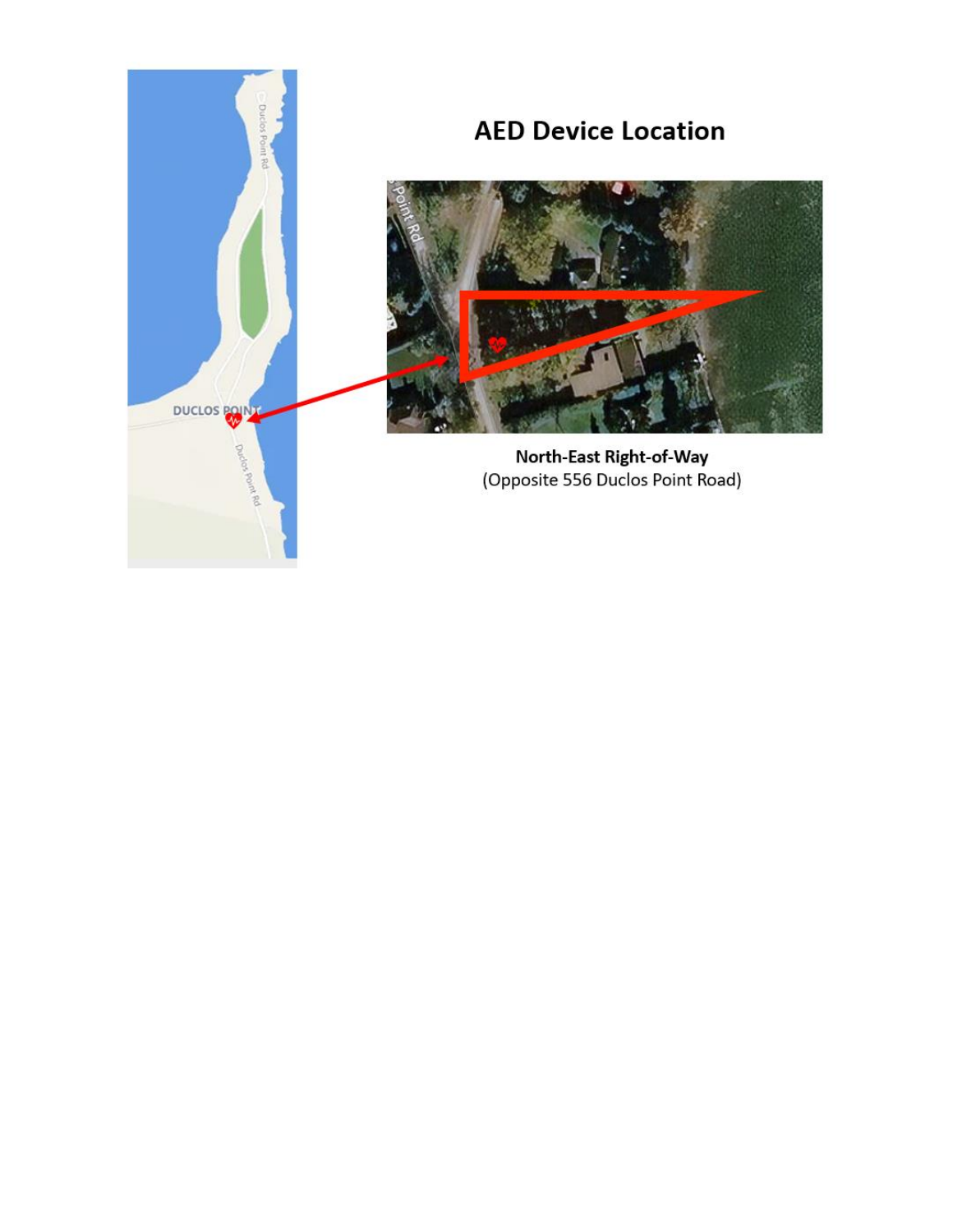## AED Device Location

**North-East Right-of-Way**
(Opposite 556 Duclos Point Road)